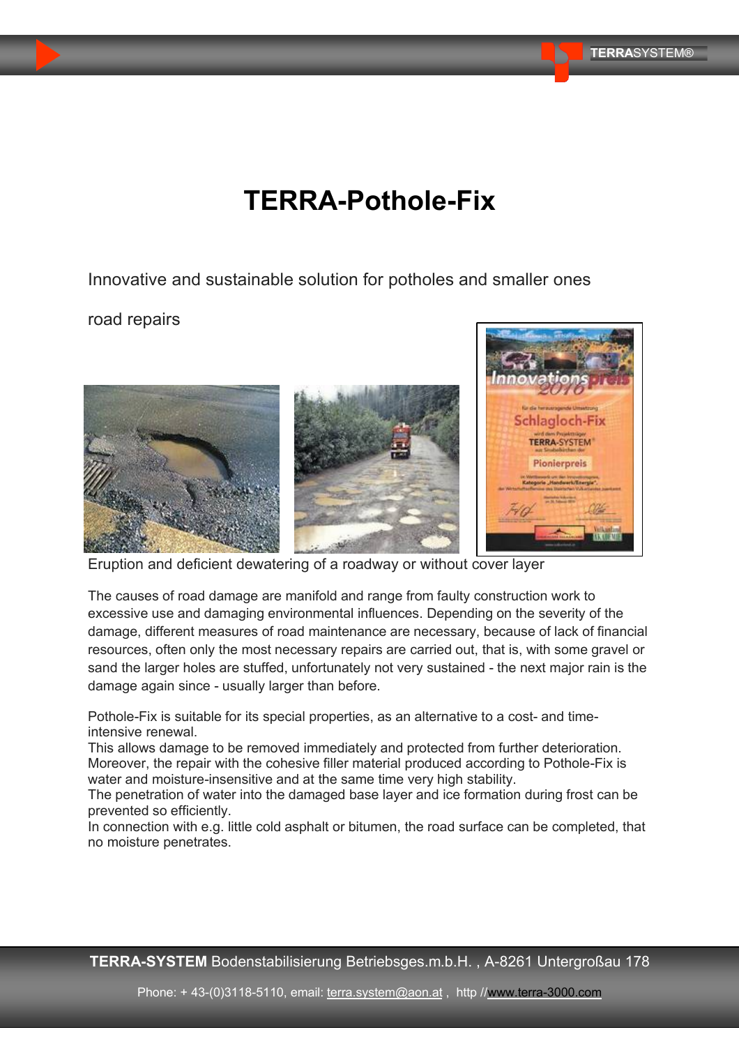# TERRA-Pothole-Fix

Innovative and sustainable solution for potholes and smaller ones

road repairs

Eruption and deficient dewatering of a roadway or without cover layer

The causes of road damage are manifold and range from faulty construction work to excessive use and damaging environmental influences. Depending on the severity of the damage, different measures of road maintenance are necessary, because of lack of financial resources, often only the most necessary repairs are carried out, that is, with some gravel or sand the larger holes are stuffed, unfortunately not very sustained - the next major rain is the damage again since - usually larger than before.

Pothole-Fix is suitable for its special properties, as an alternative to a cost- and time-intensive renewal.
This allows damage to be removed immediately and protected from further deterioration.
Moreover, the repair with the cohesive filler material produced according to Pothole-Fix is water and moisture-insensitive and at the same time very high stability.
The penetration of water into the damaged base layer and ice formation during frost can be prevented so efficiently.
In connection with e.g. little cold asphalt or bitumen, the road surface can be completed, that no moisture penetrates.

**TERRA-SYSTEM** Bodenstabilisierung Betriebsges.m.b.H. , A-8261 Untergroßau 178

Phone: + 43-(0)3118-5110, email: terra.system@aon.at , http //www.terra-3000.com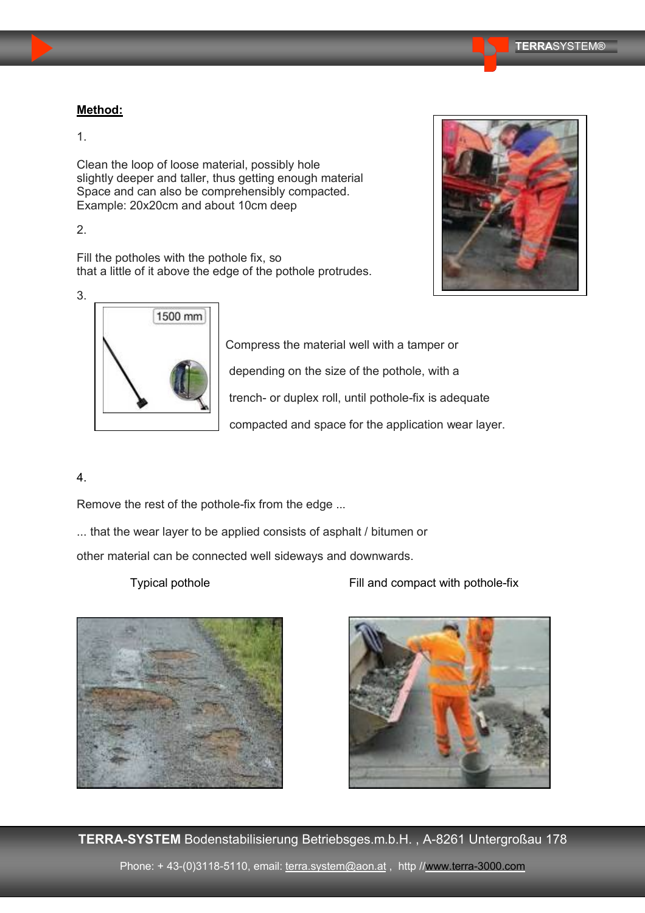**Method:**

1.

Clean the loop of loose material, possibly hole slightly deeper and taller, thus getting enough material Space and can also be comprehensibly compacted. Example: 20x20cm and about 10cm deep

2.

Fill the potholes with the pothole fix, so that a little of it above the edge of the pothole protrudes.

3.

Compress the material well with a tamper or depending on the size of the pothole, with a trench- or duplex roll, until pothole-fix is adequate compacted and space for the application wear layer.

4.

Remove the rest of the pothole-fix from the edge ...

... that the wear layer to be applied consists of asphalt / bitumen or other material can be connected well sideways and downwards.

Typical pothole

Fill and compact with pothole-fix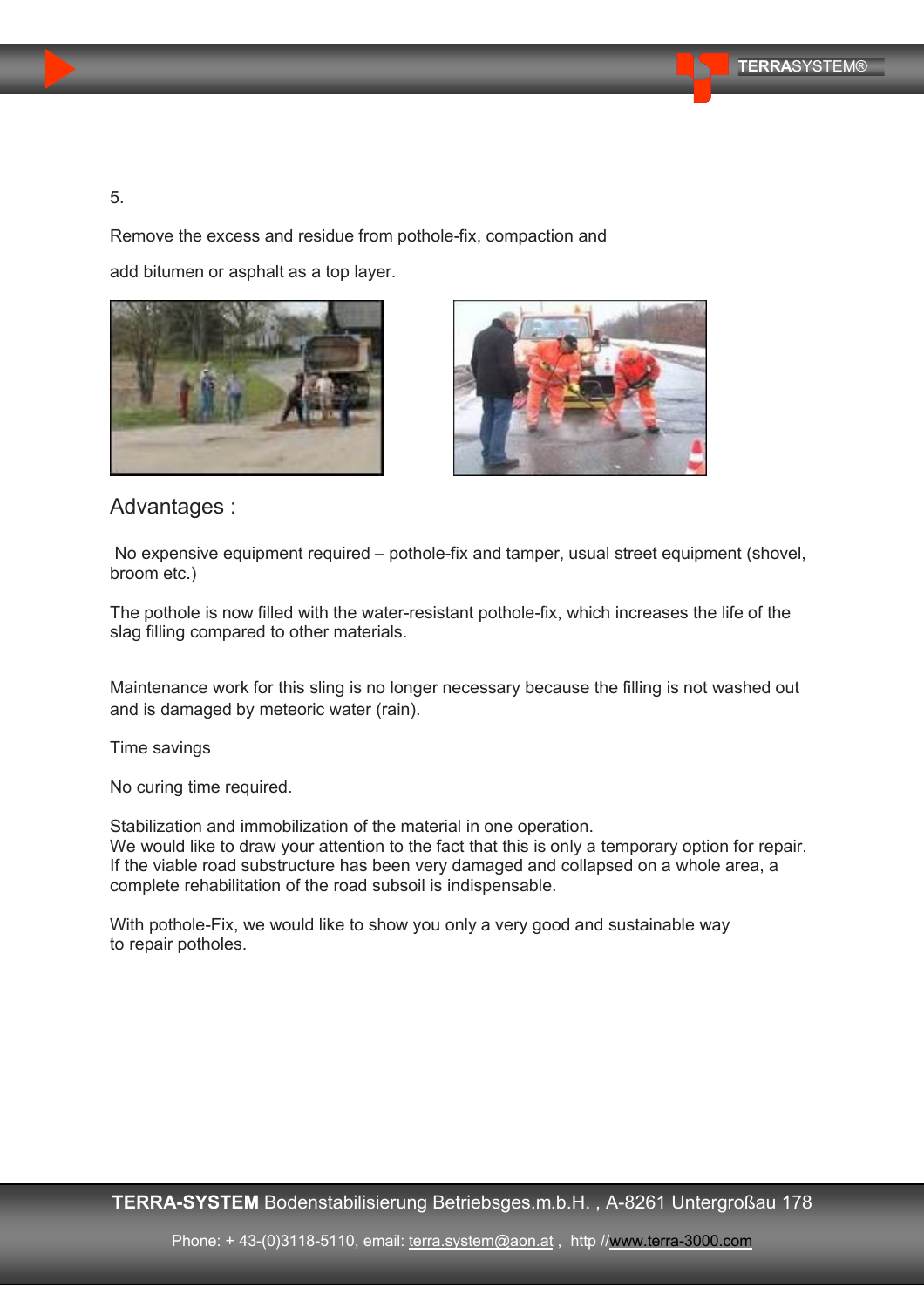5.

Remove the excess and residue from pothole-fix, compaction and

add bitumen or asphalt as a top layer.

## Advantages :

No expensive equipment required – pothole-fix and tamper, usual street equipment (shovel, broom etc.)

The pothole is now filled with the water-resistant pothole-fix, which increases the life of the slag filling compared to other materials.

Maintenance work for this sling is no longer necessary because the filling is not washed out and is damaged by meteoric water (rain).

Time savings

No curing time required.

Stabilization and immobilization of the material in one operation.
We would like to draw your attention to the fact that this is only a temporary option for repair. If the viable road substructure has been very damaged and collapsed on a whole area, a complete rehabilitation of the road subsoil is indispensable.

With pothole-Fix, we would like to show you only a very good and sustainable way to repair potholes.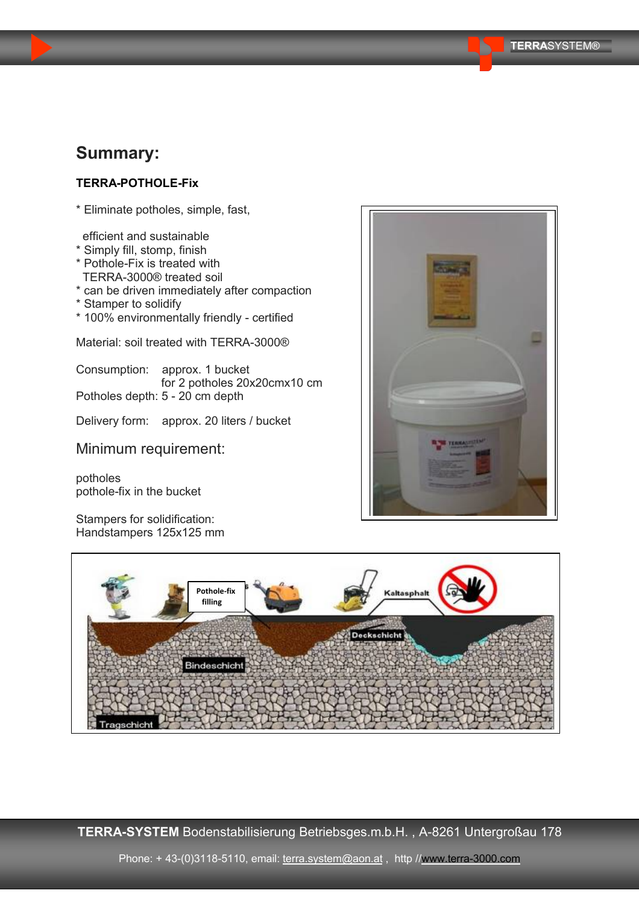## Summary:

**TERRA-POTHOLE-Fix**

* Eliminate potholes, simple, fast,

  efficient and sustainable
* Simply fill, stomp, finish
* Pothole-Fix is treated with
  TERRA-3000® treated soil
* can be driven immediately after compaction
* Stamper to solidify
* 100% environmentally friendly - certified

Material: soil treated with TERRA-3000®

Consumption: approx. 1 bucket
for 2 potholes 20x20cmx10 cm
Potholes depth: 5 - 20 cm depth

Delivery form: approx. 20 liters / bucket

### Minimum requirement:

potholes
pothole-fix in the bucket

Stampers for solidification:
Handstampers 125x125 mm

Pothole-fix filling

Kaltasphalt

Deckschicht

Bindeschicht

Tragschicht

**TERRA-SYSTEM** Bodenstabilisierung Betriebsges.m.b.H. , A-8261 Untergroßau 178

Phone: + 43-(0)3118-5110, email: terra.system@aon.at , http //www.terra-3000.com